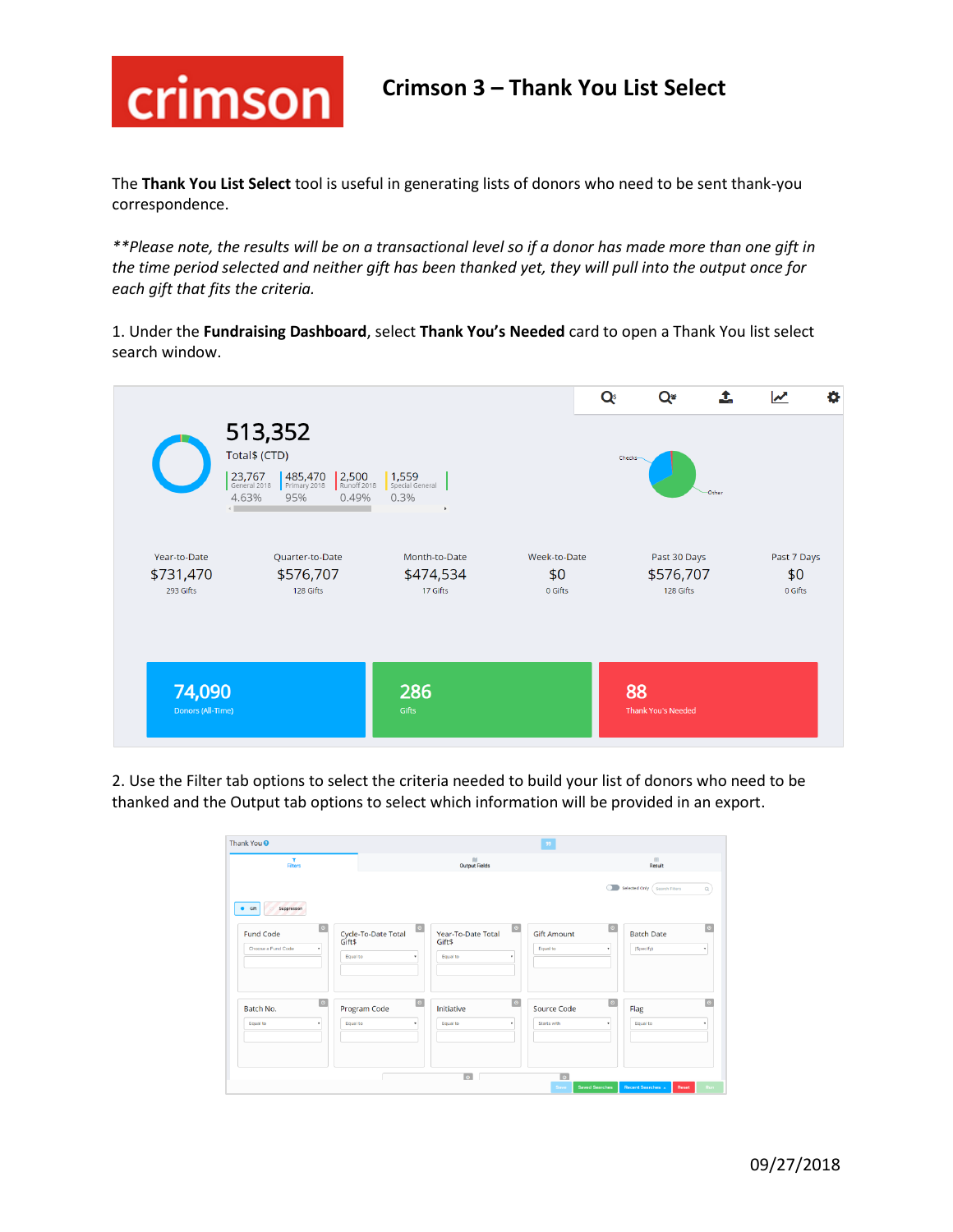# Crimson 3 – Thank You List Select

The **Thank You List Select** tool is useful in generating lists of donors who need to be sent thank-you correspondence.

*\*\*Please note, the results will be on a transactional level so if a donor has made more than one gift in the time period selected and neither gift has been thanked yet, they will pull into the output once for each gift that fits the criteria.*

1. Under the **Fundraising Dashboard**, select **Thank You's Needed** card to open a Thank You list select search window.

2. Use the Filter tab options to select the criteria needed to build your list of donors who need to be thanked and the Output tab options to select which information will be provided in an export.

09/27/2018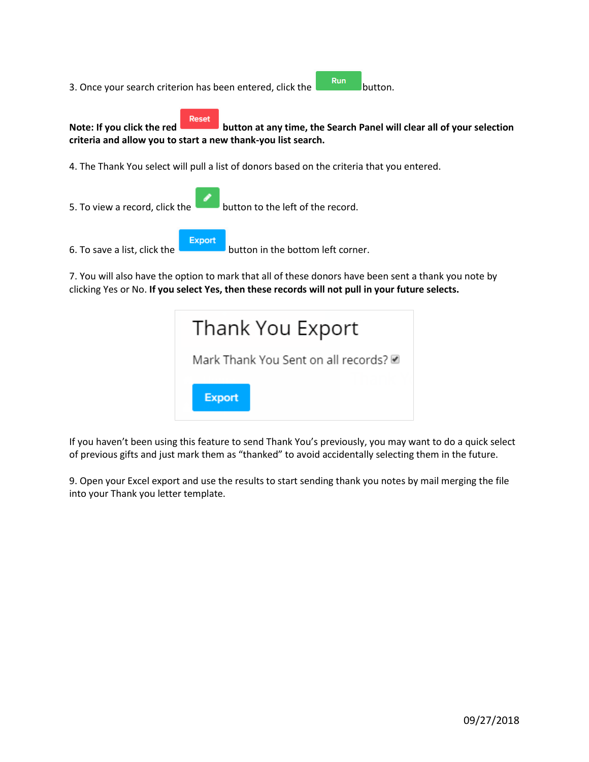3. Once your search criterion has been entered, click the Run button.

**Note: If you click the red Reset button at any time, the Search Panel will clear all of your selection criteria and allow you to start a new thank-you list search.**

4. The Thank You select will pull a list of donors based on the criteria that you entered.

5. To view a record, click the button to the left of the record.

6. To save a list, click the Export button in the bottom left corner.

7. You will also have the option to mark that all of these donors have been sent a thank you note by clicking Yes or No. **If you select Yes, then these records will not pull in your future selects.**

Thank You Export

Mark Thank You Sent on all records? ☑

Export

If you haven't been using this feature to send Thank You's previously, you may want to do a quick select of previous gifts and just mark them as "thanked" to avoid accidentally selecting them in the future.

9. Open your Excel export and use the results to start sending thank you notes by mail merging the file into your Thank you letter template.

09/27/2018